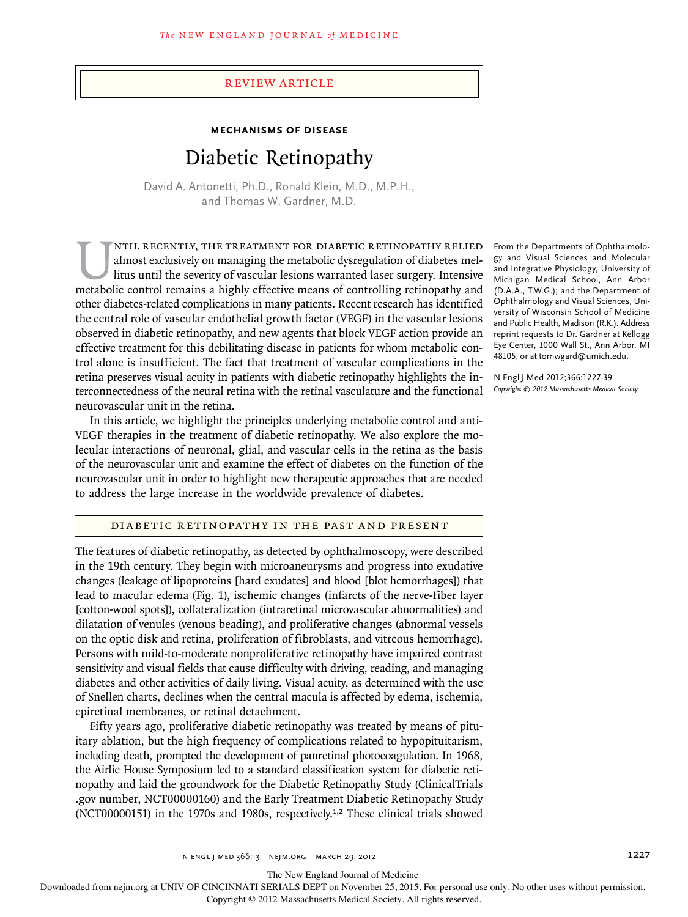Review Article

**Mechanisms of Disease**

# Diabetic Retinopathy

David A. Antonetti, Ph.D., Ronald Klein, M.D., M.P.H., and Thomas W. Gardner, M.D.

From the Departments of Ophthalmology and Visual Sciences and Molecular and Integrative Physiology, University of Michigan Medical School, Ann Arbor (D.A.A., T.W.G.); and the Department of Ophthalmology and Visual Sciences, University of Wisconsin School of Medicine and Public Health, Madison (R.K.). Address reprint requests to Dr. Gardner at Kellogg Eye Center, 1000 Wall St., Ann Arbor, MI 48105, or at tomwgard@umich.edu.

N Engl J Med 2012;366:1227-39.
*Copyright © 2012 Massachusetts Medical Society.*

Until recently, the treatment for diabetic retinopathy relied almost exclusively on managing the metabolic dysregulation of diabetes mellitus until the severity of vascular lesions warranted laser surgery. Intensive metabolic control remains a highly effective means of controlling retinopathy and other diabetes-related complications in many patients. Recent research has identified the central role of vascular endothelial growth factor (VEGF) in the vascular lesions observed in diabetic retinopathy, and new agents that block VEGF action provide an effective treatment for this debilitating disease in patients for whom metabolic control alone is insufficient. The fact that treatment of vascular complications in the retina preserves visual acuity in patients with diabetic retinopathy highlights the interconnectedness of the neural retina with the retinal vasculature and the functional neurovascular unit in the retina.

In this article, we highlight the principles underlying metabolic control and anti-VEGF therapies in the treatment of diabetic retinopathy. We also explore the molecular interactions of neuronal, glial, and vascular cells in the retina as the basis of the neurovascular unit and examine the effect of diabetes on the function of the neurovascular unit in order to highlight new therapeutic approaches that are needed to address the large increase in the worldwide prevalence of diabetes.

## Diabetic Retinopathy in the Past and Present

The features of diabetic retinopathy, as detected by ophthalmoscopy, were described in the 19th century. They begin with microaneurysms and progress into exudative changes (leakage of lipoproteins [hard exudates] and blood [blot hemorrhages]) that lead to macular edema (Fig. 1), ischemic changes (infarcts of the nerve-fiber layer [cotton-wool spots]), collateralization (intraretinal microvascular abnormalities) and dilatation of venules (venous beading), and proliferative changes (abnormal vessels on the optic disk and retina, proliferation of fibroblasts, and vitreous hemorrhage). Persons with mild-to-moderate nonproliferative retinopathy have impaired contrast sensitivity and visual fields that cause difficulty with driving, reading, and managing diabetes and other activities of daily living. Visual acuity, as determined with the use of Snellen charts, declines when the central macula is affected by edema, ischemia, epiretinal membranes, or retinal detachment.

Fifty years ago, proliferative diabetic retinopathy was treated by means of pituitary ablation, but the high frequency of complications related to hypopituitarism, including death, prompted the development of panretinal photocoagulation. In 1968, the Airlie House Symposium led to a standard classification system for diabetic retinopathy and laid the groundwork for the Diabetic Retinopathy Study (ClinicalTrials .gov number, NCT00000160) and the Early Treatment Diabetic Retinopathy Study (NCT00000151) in the 1970s and 1980s, respectively.[1,2] These clinical trials showed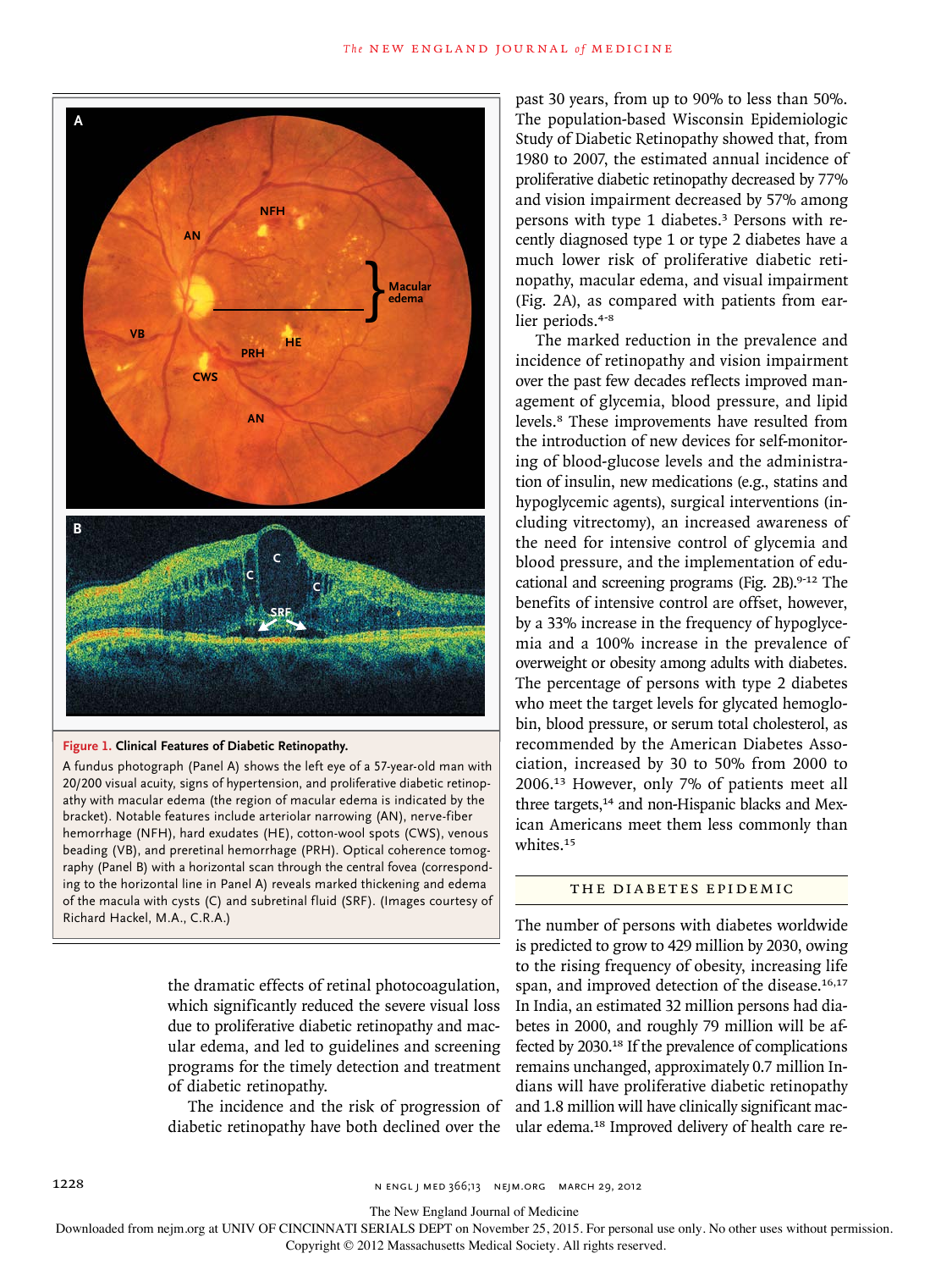**Figure 1. Clinical Features of Diabetic Retinopathy.**

A fundus photograph (Panel A) shows the left eye of a 57-year-old man with 20/200 visual acuity, signs of hypertension, and proliferative diabetic retinopathy with macular edema (the region of macular edema is indicated by the bracket). Notable features include arteriolar narrowing (AN), nerve-fiber hemorrhage (NFH), hard exudates (HE), cotton-wool spots (CWS), venous beading (VB), and preretinal hemorrhage (PRH). Optical coherence tomography (Panel B) with a horizontal scan through the central fovea (corresponding to the horizontal line in Panel A) reveals marked thickening and edema of the macula with cysts (C) and subretinal fluid (SRF). (Images courtesy of Richard Hackel, M.A., C.R.A.)

the dramatic effects of retinal photocoagulation, which significantly reduced the severe visual loss due to proliferative diabetic retinopathy and macular edema, and led to guidelines and screening programs for the timely detection and treatment of diabetic retinopathy.

The incidence and the risk of progression of diabetic retinopathy have both declined over the past 30 years, from up to 90% to less than 50%. The population-based Wisconsin Epidemiologic Study of Diabetic Retinopathy showed that, from 1980 to 2007, the estimated annual incidence of proliferative diabetic retinopathy decreased by 77% and vision impairment decreased by 57% among persons with type 1 diabetes.[3] Persons with recently diagnosed type 1 or type 2 diabetes have a much lower risk of proliferative diabetic retinopathy, macular edema, and visual impairment (Fig. 2A), as compared with patients from earlier periods.[4-8]

The marked reduction in the prevalence and incidence of retinopathy and vision impairment over the past few decades reflects improved management of glycemia, blood pressure, and lipid levels.[8] These improvements have resulted from the introduction of new devices for self-monitoring of blood-glucose levels and the administration of insulin, new medications (e.g., statins and hypoglycemic agents), surgical interventions (including vitrectomy), an increased awareness of the need for intensive control of glycemia and blood pressure, and the implementation of educational and screening programs (Fig. 2B).[9-12] The benefits of intensive control are offset, however, by a 33% increase in the frequency of hypoglycemia and a 100% increase in the prevalence of overweight or obesity among adults with diabetes. The percentage of persons with type 2 diabetes who meet the target levels for glycated hemoglobin, blood pressure, or serum total cholesterol, as recommended by the American Diabetes Association, increased by 30 to 50% from 2000 to 2006.[13] However, only 7% of patients meet all three targets,[14] and non-Hispanic blacks and Mexican Americans meet them less commonly than whites.[15]

## THE DIABETES EPIDEMIC

The number of persons with diabetes worldwide is predicted to grow to 429 million by 2030, owing to the rising frequency of obesity, increasing life span, and improved detection of the disease.[16,17] In India, an estimated 32 million persons had diabetes in 2000, and roughly 79 million will be affected by 2030.[18] If the prevalence of complications remains unchanged, approximately 0.7 million Indians will have proliferative diabetic retinopathy and 1.8 million will have clinically significant macular edema.[18] Improved delivery of health care re-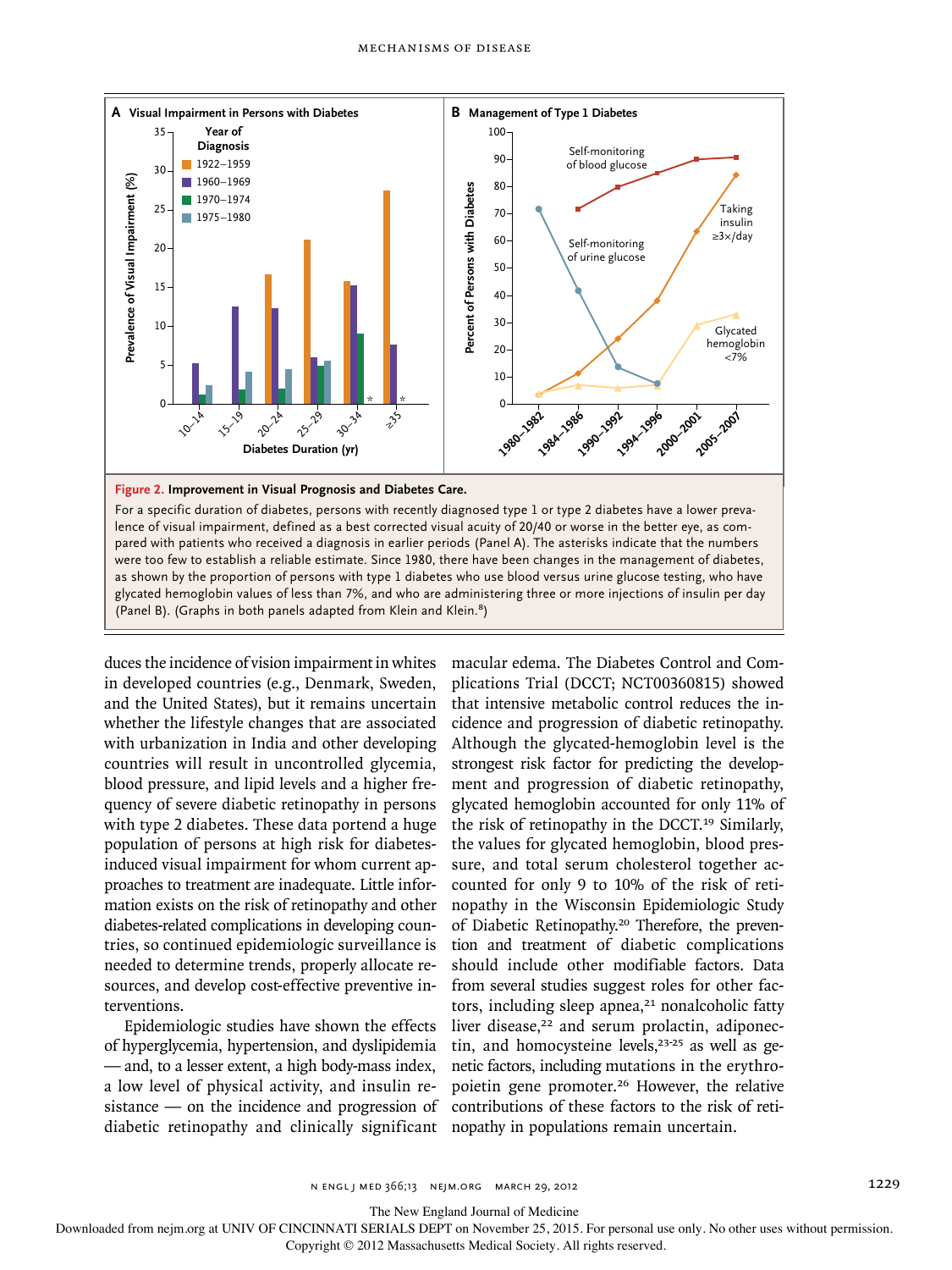**Figure 2. Improvement in Visual Prognosis and Diabetes Care.**

For a specific duration of diabetes, persons with recently diagnosed type 1 or type 2 diabetes have a lower prevalence of visual impairment, defined as a best corrected visual acuity of 20/40 or worse in the better eye, as compared with patients who received a diagnosis in earlier periods (Panel A). The asterisks indicate that the numbers were too few to establish a reliable estimate. Since 1980, there have been changes in the management of diabetes, as shown by the proportion of persons with type 1 diabetes who use blood versus urine glucose testing, who have glycated hemoglobin values of less than 7%, and who are administering three or more injections of insulin per day (Panel B). (Graphs in both panels adapted from Klein and Klein.[8])

duces the incidence of vision impairment in whites in developed countries (e.g., Denmark, Sweden, and the United States), but it remains uncertain whether the lifestyle changes that are associated with urbanization in India and other developing countries will result in uncontrolled glycemia, blood pressure, and lipid levels and a higher frequency of severe diabetic retinopathy in persons with type 2 diabetes. These data portend a huge population of persons at high risk for diabetes-induced visual impairment for whom current approaches to treatment are inadequate. Little information exists on the risk of retinopathy and other diabetes-related complications in developing countries, so continued epidemiologic surveillance is needed to determine trends, properly allocate resources, and develop cost-effective preventive interventions.

Epidemiologic studies have shown the effects of hyperglycemia, hypertension, and dyslipidemia — and, to a lesser extent, a high body-mass index, a low level of physical activity, and insulin resistance — on the incidence and progression of diabetic retinopathy and clinically significant macular edema. The Diabetes Control and Complications Trial (DCCT; NCT00360815) showed that intensive metabolic control reduces the incidence and progression of diabetic retinopathy. Although the glycated-hemoglobin level is the strongest risk factor for predicting the development and progression of diabetic retinopathy, glycated hemoglobin accounted for only 11% of the risk of retinopathy in the DCCT.[19] Similarly, the values for glycated hemoglobin, blood pressure, and total serum cholesterol together accounted for only 9 to 10% of the risk of retinopathy in the Wisconsin Epidemiologic Study of Diabetic Retinopathy.[20] Therefore, the prevention and treatment of diabetic complications should include other modifiable factors. Data from several studies suggest roles for other factors, including sleep apnea,[21] nonalcoholic fatty liver disease,[22] and serum prolactin, adiponectin, and homocysteine levels,[23-25] as well as genetic factors, including mutations in the erythropoietin gene promoter.[26] However, the relative contributions of these factors to the risk of retinopathy in populations remain uncertain.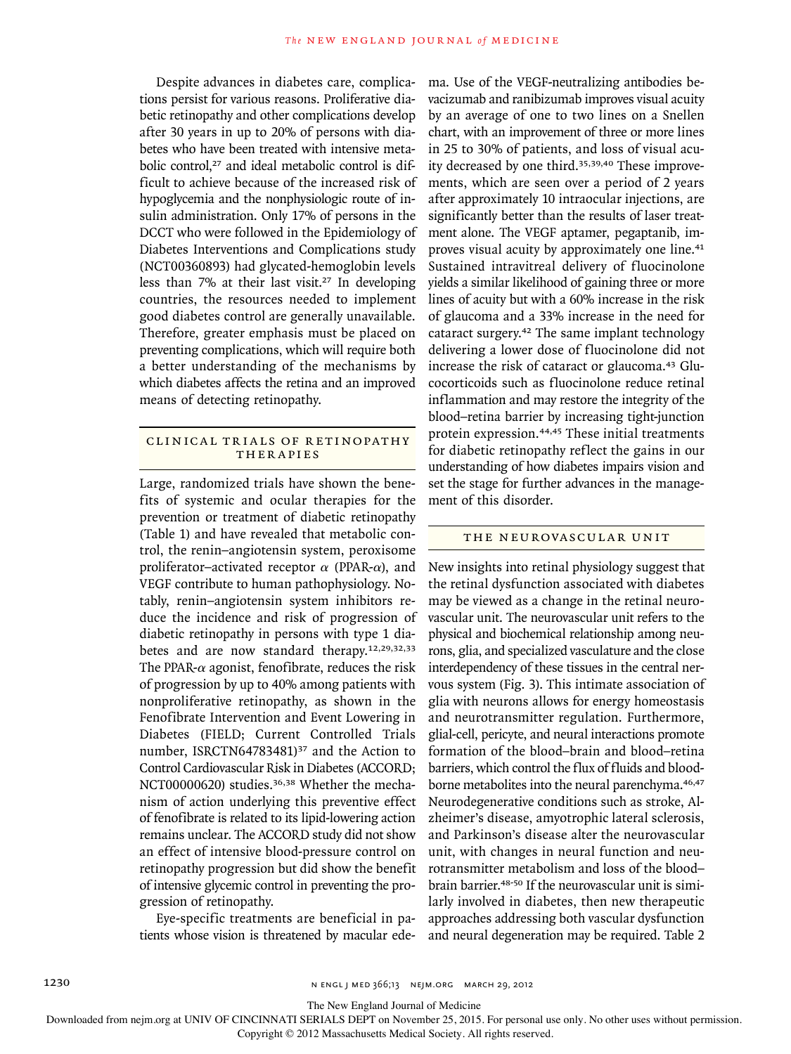Despite advances in diabetes care, complications persist for various reasons. Proliferative diabetic retinopathy and other complications develop after 30 years in up to 20% of persons with diabetes who have been treated with intensive metabolic control,[27] and ideal metabolic control is difficult to achieve because of the increased risk of hypoglycemia and the nonphysiologic route of insulin administration. Only 17% of persons in the DCCT who were followed in the Epidemiology of Diabetes Interventions and Complications study (NCT00360893) had glycated-hemoglobin levels less than 7% at their last visit.[27] In developing countries, the resources needed to implement good diabetes control are generally unavailable. Therefore, greater emphasis must be placed on preventing complications, which will require both a better understanding of the mechanisms by which diabetes affects the retina and an improved means of detecting retinopathy.

## CLINICAL TRIALS OF RETINOPATHY THERAPIES

Large, randomized trials have shown the benefits of systemic and ocular therapies for the prevention or treatment of diabetic retinopathy (Table 1) and have revealed that metabolic control, the renin–angiotensin system, peroxisome proliferator–activated receptor $\alpha$ (PPAR-$\alpha$), and VEGF contribute to human pathophysiology. Notably, renin–angiotensin system inhibitors reduce the incidence and risk of progression of diabetic retinopathy in persons with type 1 diabetes and are now standard therapy.[12,29,32,33] The PPAR-$\alpha$ agonist, fenofibrate, reduces the risk of progression by up to 40% among patients with nonproliferative retinopathy, as shown in the Fenofibrate Intervention and Event Lowering in Diabetes (FIELD; Current Controlled Trials number, ISRCTN64783481)[37] and the Action to Control Cardiovascular Risk in Diabetes (ACCORD; NCT00000620) studies.[36,38] Whether the mechanism of action underlying this preventive effect of fenofibrate is related to its lipid-lowering action remains unclear. The ACCORD study did not show an effect of intensive blood-pressure control on retinopathy progression but did show the benefit of intensive glycemic control in preventing the progression of retinopathy.

Eye-specific treatments are beneficial in patients whose vision is threatened by macular edema. Use of the VEGF-neutralizing antibodies bevacizumab and ranibizumab improves visual acuity by an average of one to two lines on a Snellen chart, with an improvement of three or more lines in 25 to 30% of patients, and loss of visual acuity decreased by one third.[35,39,40] These improvements, which are seen over a period of 2 years after approximately 10 intraocular injections, are significantly better than the results of laser treatment alone. The VEGF aptamer, pegaptanib, improves visual acuity by approximately one line.[41] Sustained intravitreal delivery of fluocinolone yields a similar likelihood of gaining three or more lines of acuity but with a 60% increase in the risk of glaucoma and a 33% increase in the need for cataract surgery.[42] The same implant technology delivering a lower dose of fluocinolone did not increase the risk of cataract or glaucoma.[43] Glucocorticoids such as fluocinolone reduce retinal inflammation and may restore the integrity of the blood–retina barrier by increasing tight-junction protein expression.[44,45] These initial treatments for diabetic retinopathy reflect the gains in our understanding of how diabetes impairs vision and set the stage for further advances in the management of this disorder.

## THE NEUROVASCULAR UNIT

New insights into retinal physiology suggest that the retinal dysfunction associated with diabetes may be viewed as a change in the retinal neurovascular unit. The neurovascular unit refers to the physical and biochemical relationship among neurons, glia, and specialized vasculature and the close interdependency of these tissues in the central nervous system (Fig. 3). This intimate association of glia with neurons allows for energy homeostasis and neurotransmitter regulation. Furthermore, glial-cell, pericyte, and neural interactions promote formation of the blood–brain and blood–retina barriers, which control the flux of fluids and blood-borne metabolites into the neural parenchyma.[46,47] Neurodegenerative conditions such as stroke, Alzheimer's disease, amyotrophic lateral sclerosis, and Parkinson's disease alter the neurovascular unit, with changes in neural function and neurotransmitter metabolism and loss of the blood–brain barrier.[48-50] If the neurovascular unit is similarly involved in diabetes, then new therapeutic approaches addressing both vascular dysfunction and neural degeneration may be required. Table 2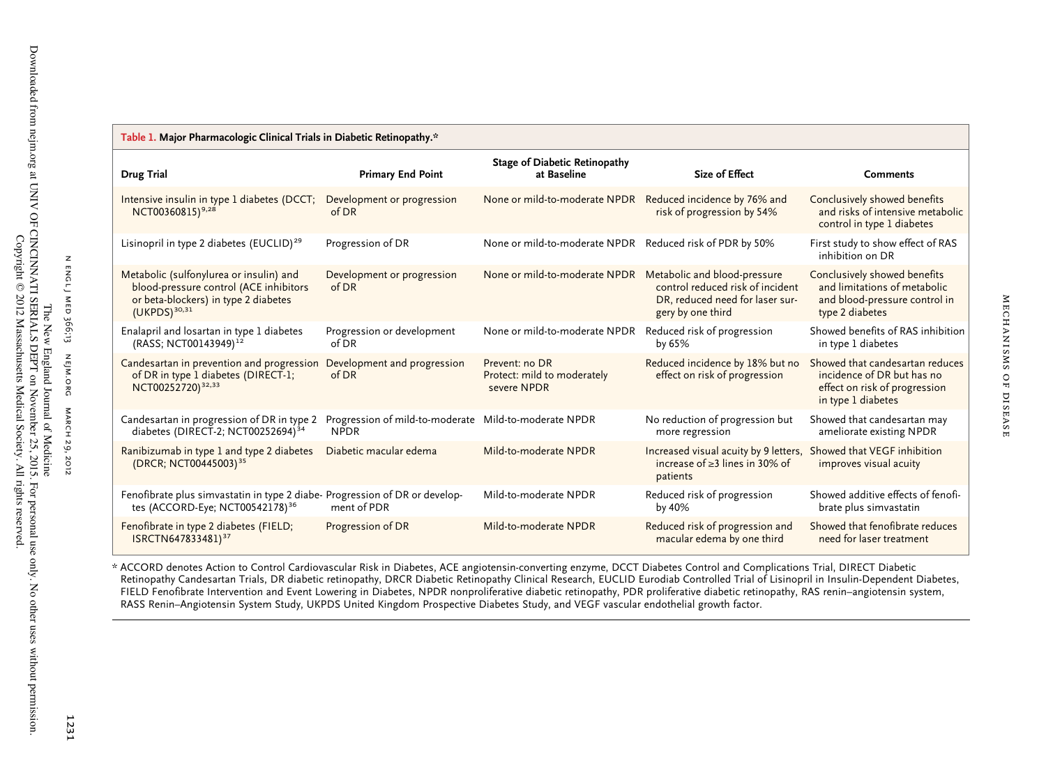**Table 1. Major Pharmacologic Clinical Trials in Diabetic Retinopathy.***

| Drug Trial | Primary End Point | Stage of Diabetic Retinopathy at Baseline | Size of Effect | Comments |
|---|---|---|---|---|
| Intensive insulin in type 1 diabetes (DCCT; NCT00360815)[9,28] | Development or progression of DR | None or mild-to-moderate NPDR | Reduced incidence by 76% and risk of progression by 54% | Conclusively showed benefits and risks of intensive metabolic control in type 1 diabetes |
| Lisinopril in type 2 diabetes (EUCLID)[29] | Progression of DR | None or mild-to-moderate NPDR | Reduced risk of PDR by 50% | First study to show effect of RAS inhibition on DR |
| Metabolic (sulfonylurea or insulin) and blood-pressure control (ACE inhibitors or beta-blockers) in type 2 diabetes (UKPDS)[30,31] | Development or progression of DR | None or mild-to-moderate NPDR | Metabolic and blood-pressure control reduced risk of incident DR, reduced need for laser surgery by one third | Conclusively showed benefits and limitations of metabolic and blood-pressure control in type 2 diabetes |
| Enalapril and losartan in type 1 diabetes (RASS; NCT00143949)[12] | Progression or development of DR | None or mild-to-moderate NPDR | Reduced risk of progression by 65% | Showed benefits of RAS inhibition in type 1 diabetes |
| Candesartan in prevention and progression of DR in type 1 diabetes (DIRECT-1; NCT00252720)[32,33] | Development and progression of DR | Prevent: no DR<br>Protect: mild to moderately severe NPDR | Reduced incidence by 18% but no effect on risk of progression | Showed that candesartan reduces incidence of DR but has no effect on risk of progression in type 1 diabetes |
| Candesartan in progression of DR in type 2 diabetes (DIRECT-2; NCT00252694)[34] | Progression of mild-to-moderate NPDR | Mild-to-moderate NPDR | No reduction of progression but more regression | Showed that candesartan may ameliorate existing NPDR |
| Ranibizumab in type 1 and type 2 diabetes (DRCR; NCT00445003)[35] | Diabetic macular edema | Mild-to-moderate NPDR | Increased visual acuity by 9 letters, increase of ≥3 lines in 30% of patients | Showed that VEGF inhibition improves visual acuity |
| Fenofibrate plus simvastatin in type 2 diabetes (ACCORD-Eye; NCT00542178)[36] | Progression of DR or development of PDR | Mild-to-moderate NPDR | Reduced risk of progression by 40% | Showed additive effects of fenofibrate plus simvastatin |
| Fenofibrate in type 2 diabetes (FIELD; ISRCTN64783481)[37] | Progression of DR | Mild-to-moderate NPDR | Reduced risk of progression and macular edema by one third | Showed that fenofibrate reduces need for laser treatment |

* ACCORD denotes Action to Control Cardiovascular Risk in Diabetes, ACE angiotensin-converting enzyme, DCCT Diabetes Control and Complications Trial, DIRECT Diabetic Retinopathy Candesartan Trials, DR diabetic retinopathy, DRCR Diabetic Retinopathy Clinical Research, EUCLID Eurodiab Controlled Trial of Lisinopril in Insulin-Dependent Diabetes, FIELD Fenofibrate Intervention and Event Lowering in Diabetes, NPDR nonproliferative diabetic retinopathy, PDR proliferative diabetic retinopathy, RAS renin–angiotensin system, RASS Renin–Angiotensin System Study, UKPDS United Kingdom Prospective Diabetes Study, and VEGF vascular endothelial growth factor.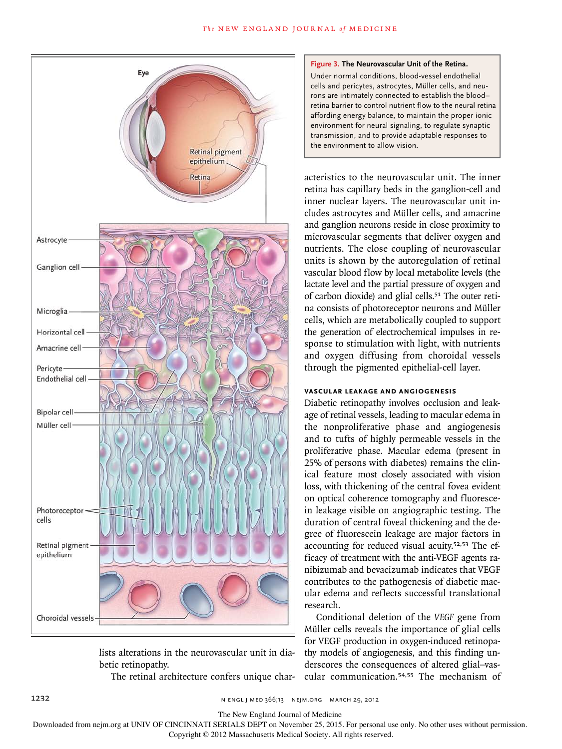**Figure 3. The Neurovascular Unit of the Retina.**

Under normal conditions, blood-vessel endothelial cells and pericytes, astrocytes, Müller cells, and neurons are intimately connected to establish the blood–retina barrier to control nutrient flow to the neural retina affording energy balance, to maintain the proper ionic environment for neural signaling, to regulate synaptic transmission, and to provide adaptable responses to the environment to allow vision.

lists alterations in the neurovascular unit in diabetic retinopathy.

The retinal architecture confers unique characteristics to the neurovascular unit. The inner retina has capillary beds in the ganglion-cell and inner nuclear layers. The neurovascular unit includes astrocytes and Müller cells, and amacrine and ganglion neurons reside in close proximity to microvascular segments that deliver oxygen and nutrients. The close coupling of neurovascular units is shown by the autoregulation of retinal vascular blood flow by local metabolite levels (the lactate level and the partial pressure of oxygen and of carbon dioxide) and glial cells.[51] The outer retina consists of photoreceptor neurons and Müller cells, which are metabolically coupled to support the generation of electrochemical impulses in response to stimulation with light, with nutrients and oxygen diffusing from choroidal vessels through the pigmented epithelial-cell layer.

### VASCULAR LEAKAGE AND ANGIOGENESIS

Diabetic retinopathy involves occlusion and leakage of retinal vessels, leading to macular edema in the nonproliferative phase and angiogenesis and to tufts of highly permeable vessels in the proliferative phase. Macular edema (present in 25% of persons with diabetes) remains the clinical feature most closely associated with vision loss, with thickening of the central fovea evident on optical coherence tomography and fluorescein leakage visible on angiographic testing. The duration of central foveal thickening and the degree of fluorescein leakage are major factors in accounting for reduced visual acuity.[52,53] The efficacy of treatment with the anti-VEGF agents ranibizumab and bevacizumab indicates that VEGF contributes to the pathogenesis of diabetic macular edema and reflects successful translational research.

Conditional deletion of the *VEGF* gene from Müller cells reveals the importance of glial cells for VEGF production in oxygen-induced retinopathy models of angiogenesis, and this finding underscores the consequences of altered glial–vascular communication.[54,55] The mechanism of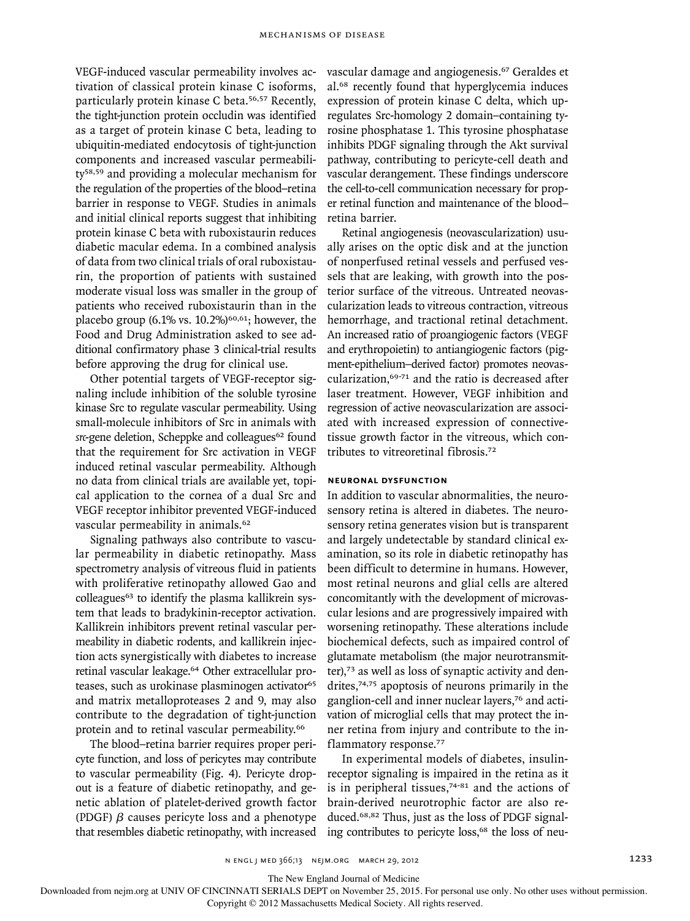VEGF-induced vascular permeability involves activation of classical protein kinase C isoforms, particularly protein kinase C beta.[56,57] Recently, the tight-junction protein occludin was identified as a target of protein kinase C beta, leading to ubiquitin-mediated endocytosis of tight-junction components and increased vascular permeability[58,59] and providing a molecular mechanism for the regulation of the properties of the blood–retina barrier in response to VEGF. Studies in animals and initial clinical reports suggest that inhibiting protein kinase C beta with ruboxistaurin reduces diabetic macular edema. In a combined analysis of data from two clinical trials of oral ruboxistaurin, the proportion of patients with sustained moderate visual loss was smaller in the group of patients who received ruboxistaurin than in the placebo group (6.1% vs. 10.2%)[60,61]; however, the Food and Drug Administration asked to see additional confirmatory phase 3 clinical-trial results before approving the drug for clinical use.

Other potential targets of VEGF-receptor signaling include inhibition of the soluble tyrosine kinase Src to regulate vascular permeability. Using small-molecule inhibitors of Src in animals with *src*-gene deletion, Scheppke and colleagues[62] found that the requirement for Src activation in VEGF induced retinal vascular permeability. Although no data from clinical trials are available yet, topical application to the cornea of a dual Src and VEGF receptor inhibitor prevented VEGF-induced vascular permeability in animals.[62]

Signaling pathways also contribute to vascular permeability in diabetic retinopathy. Mass spectrometry analysis of vitreous fluid in patients with proliferative retinopathy allowed Gao and colleagues[63] to identify the plasma kallikrein system that leads to bradykinin-receptor activation. Kallikrein inhibitors prevent retinal vascular permeability in diabetic rodents, and kallikrein injection acts synergistically with diabetes to increase retinal vascular leakage.[64] Other extracellular proteases, such as urokinase plasminogen activator[65] and matrix metalloproteases 2 and 9, may also contribute to the degradation of tight-junction protein and to retinal vascular permeability.[66]

The blood–retina barrier requires proper pericyte function, and loss of pericytes may contribute to vascular permeability (Fig. 4). Pericyte dropout is a feature of diabetic retinopathy, and genetic ablation of platelet-derived growth factor (PDGF) $\beta$ causes pericyte loss and a phenotype that resembles diabetic retinopathy, with increased vascular damage and angiogenesis.[67] Geraldes et al.[68] recently found that hyperglycemia induces expression of protein kinase C delta, which upregulates Src-homology 2 domain–containing tyrosine phosphatase 1. This tyrosine phosphatase inhibits PDGF signaling through the Akt survival pathway, contributing to pericyte-cell death and vascular derangement. These findings underscore the cell-to-cell communication necessary for proper retinal function and maintenance of the blood–retina barrier.

Retinal angiogenesis (neovascularization) usually arises on the optic disk and at the junction of nonperfused retinal vessels and perfused vessels that are leaking, with growth into the posterior surface of the vitreous. Untreated neovascularization leads to vitreous contraction, vitreous hemorrhage, and tractional retinal detachment. An increased ratio of proangiogenic factors (VEGF and erythropoietin) to antiangiogenic factors (pigment-epithelium–derived factor) promotes neovascularization,[69-71] and the ratio is decreased after laser treatment. However, VEGF inhibition and regression of active neovascularization are associated with increased expression of connective-tissue growth factor in the vitreous, which contributes to vitreoretinal fibrosis.[72]

### Neuronal Dysfunction

In addition to vascular abnormalities, the neurosensory retina is altered in diabetes. The neurosensory retina generates vision but is transparent and largely undetectable by standard clinical examination, so its role in diabetic retinopathy has been difficult to determine in humans. However, most retinal neurons and glial cells are altered concomitantly with the development of microvascular lesions and are progressively impaired with worsening retinopathy. These alterations include biochemical defects, such as impaired control of glutamate metabolism (the major neurotransmitter),[73] as well as loss of synaptic activity and dendrites,[74,75] apoptosis of neurons primarily in the ganglion-cell and inner nuclear layers,[76] and activation of microglial cells that may protect the inner retina from injury and contribute to the inflammatory response.[77]

In experimental models of diabetes, insulin-receptor signaling is impaired in the retina as it is in peripheral tissues,[74-81] and the actions of brain-derived neurotrophic factor are also reduced.[68,82] Thus, just as the loss of PDGF signaling contributes to pericyte loss,[68] the loss of neu-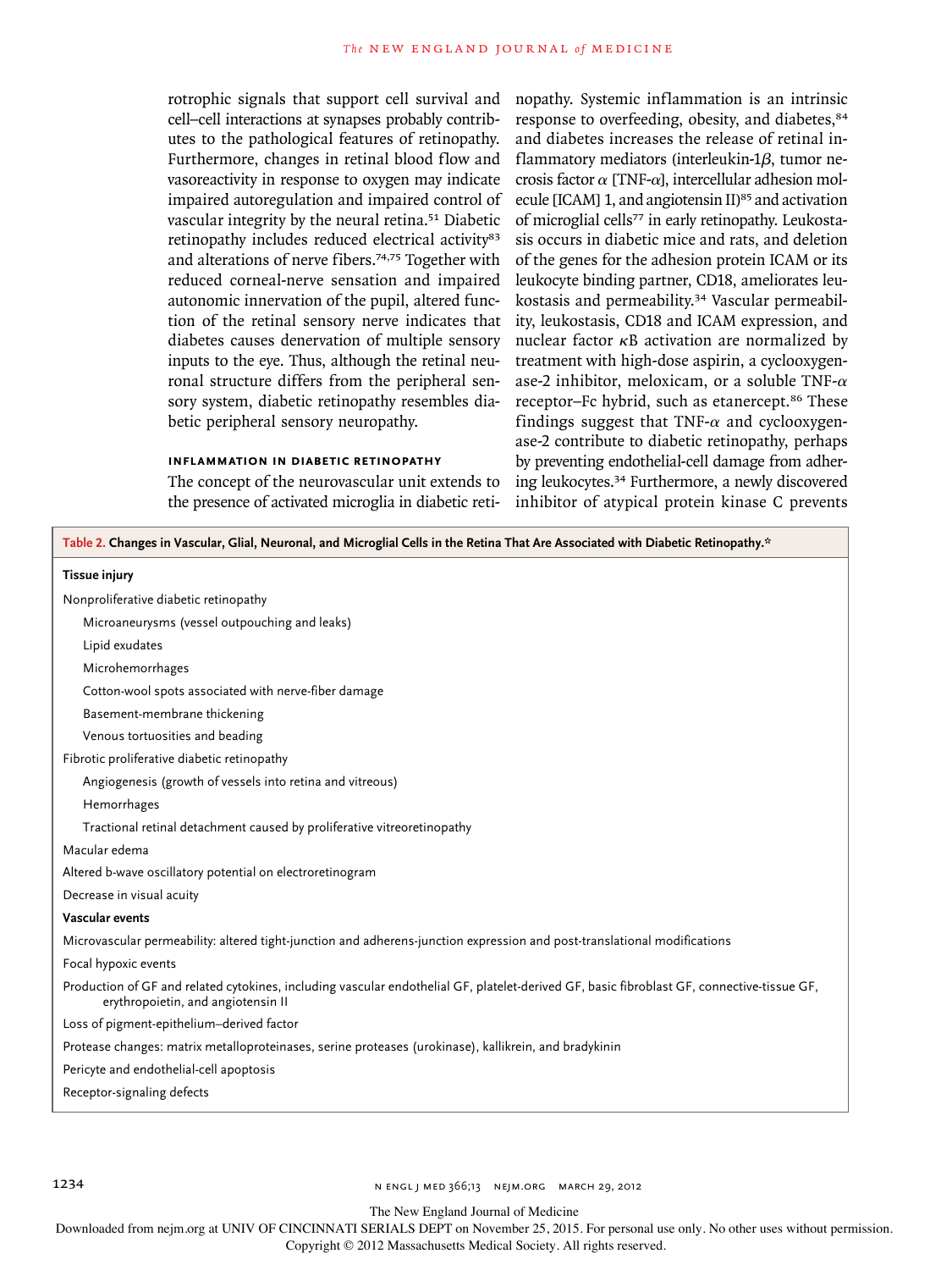rotrophic signals that support cell survival and cell–cell interactions at synapses probably contributes to the pathological features of retinopathy. Furthermore, changes in retinal blood flow and vasoreactivity in response to oxygen may indicate impaired autoregulation and impaired control of vascular integrity by the neural retina.[51] Diabetic retinopathy includes reduced electrical activity[83] and alterations of nerve fibers.[74,75] Together with reduced corneal-nerve sensation and impaired autonomic innervation of the pupil, altered function of the retinal sensory nerve indicates that diabetes causes denervation of multiple sensory inputs to the eye. Thus, although the retinal neuronal structure differs from the peripheral sensory system, diabetic retinopathy resembles diabetic peripheral sensory neuropathy.

### Inflammation in Diabetic Retinopathy

The concept of the neurovascular unit extends to the presence of activated microglia in diabetic retinopathy. Systemic inflammation is an intrinsic response to overfeeding, obesity, and diabetes,[84] and diabetes increases the release of retinal inflammatory mediators (interleukin-1$\beta$, tumor necrosis factor $\alpha$ [TNF-$\alpha$], intercellular adhesion molecule [ICAM] 1, and angiotensin II)[85] and activation of microglial cells[77] in early retinopathy. Leukostasis occurs in diabetic mice and rats, and deletion of the genes for the adhesion protein ICAM or its leukocyte binding partner, CD18, ameliorates leukostasis and permeability.[34] Vascular permeability, leukostasis, CD18 and ICAM expression, and nuclear factor $\kappa$B activation are normalized by treatment with high-dose aspirin, a cyclooxygenase-2 inhibitor, meloxicam, or a soluble TNF-$\alpha$ receptor–Fc hybrid, such as etanercept.[86] These findings suggest that TNF-$\alpha$ and cyclooxygenase-2 contribute to diabetic retinopathy, perhaps by preventing endothelial-cell damage from adhering leukocytes.[34] Furthermore, a newly discovered inhibitor of atypical protein kinase C prevents

**Table 2. Changes in Vascular, Glial, Neuronal, and Microglial Cells in the Retina That Are Associated with Diabetic Retinopathy.***

| |
|---|
| **Tissue injury** |
| Nonproliferative diabetic retinopathy |
| &nbsp;&nbsp;&nbsp;&nbsp;Microaneurysms (vessel outpouching and leaks) |
| &nbsp;&nbsp;&nbsp;&nbsp;Lipid exudates |
| &nbsp;&nbsp;&nbsp;&nbsp;Microhemorrhages |
| &nbsp;&nbsp;&nbsp;&nbsp;Cotton-wool spots associated with nerve-fiber damage |
| &nbsp;&nbsp;&nbsp;&nbsp;Basement-membrane thickening |
| &nbsp;&nbsp;&nbsp;&nbsp;Venous tortuosities and beading |
| Fibrotic proliferative diabetic retinopathy |
| &nbsp;&nbsp;&nbsp;&nbsp;Angiogenesis (growth of vessels into retina and vitreous) |
| &nbsp;&nbsp;&nbsp;&nbsp;Hemorrhages |
| &nbsp;&nbsp;&nbsp;&nbsp;Tractional retinal detachment caused by proliferative vitreoretinopathy |
| Macular edema |
| Altered b-wave oscillatory potential on electroretinogram |
| Decrease in visual acuity |
| **Vascular events** |
| Microvascular permeability: altered tight-junction and adherens-junction expression and post-translational modifications |
| Focal hypoxic events |
| Production of GF and related cytokines, including vascular endothelial GF, platelet-derived GF, basic fibroblast GF, connective-tissue GF, erythropoietin, and angiotensin II |
| Loss of pigment-epithelium–derived factor |
| Protease changes: matrix metalloproteinases, serine proteases (urokinase), kallikrein, and bradykinin |
| Pericyte and endothelial-cell apoptosis |
| Receptor-signaling defects |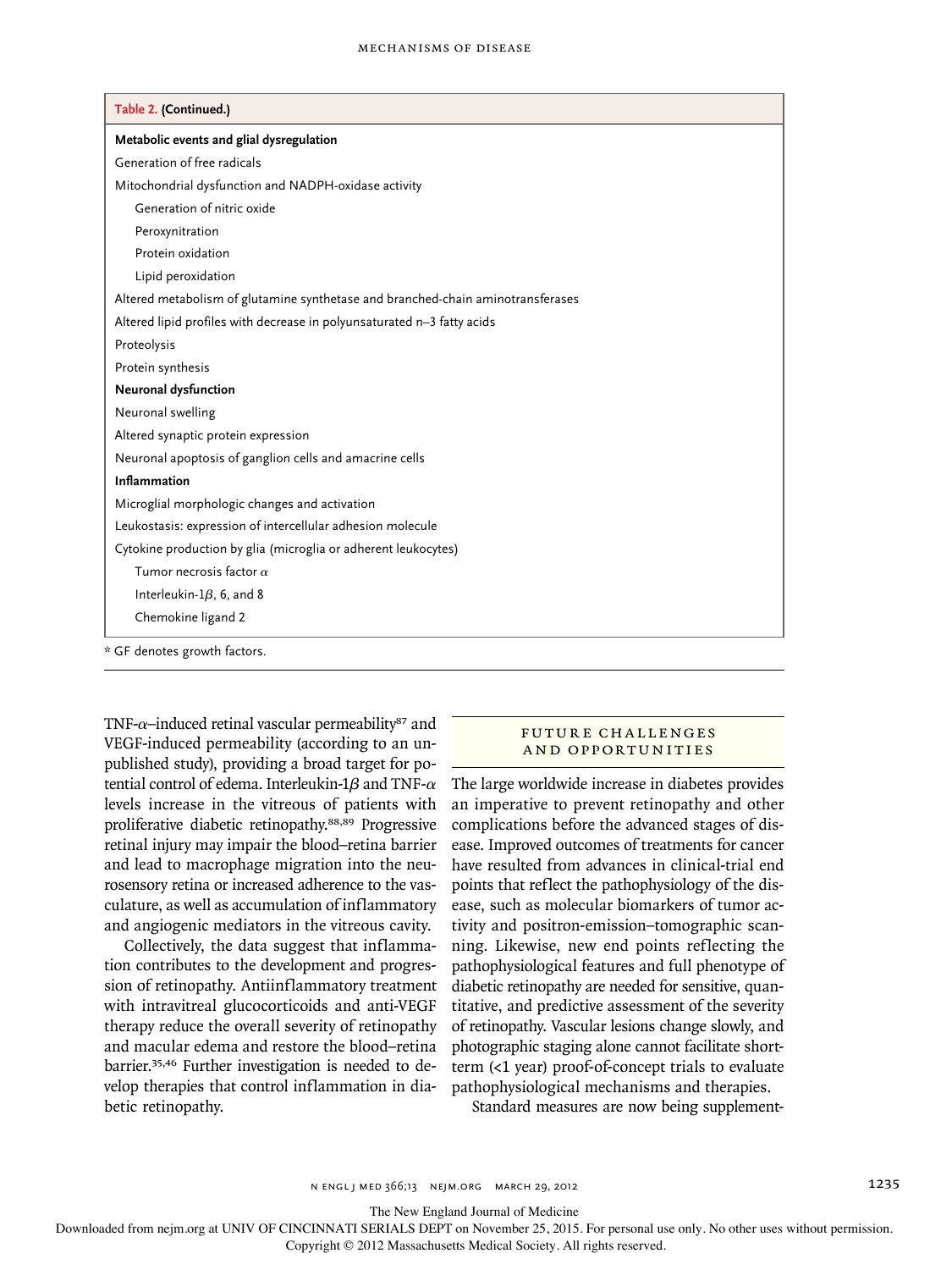**Table 2. (Continued.)**

| |
|---|
| **Metabolic events and glial dysregulation** |
| Generation of free radicals |
| Mitochondrial dysfunction and NADPH-oxidase activity |
|     Generation of nitric oxide |
|     Peroxynitration |
|     Protein oxidation |
|     Lipid peroxidation |
| Altered metabolism of glutamine synthetase and branched-chain aminotransferases |
| Altered lipid profiles with decrease in polyunsaturated n−3 fatty acids |
| Proteolysis |
| Protein synthesis |
| **Neuronal dysfunction** |
| Neuronal swelling |
| Altered synaptic protein expression |
| Neuronal apoptosis of ganglion cells and amacrine cells |
| **Inflammation** |
| Microglial morphologic changes and activation |
| Leukostasis: expression of intercellular adhesion molecule |
| Cytokine production by glia (microglia or adherent leukocytes) |
|     Tumor necrosis factor $\alpha$ |
|     Interleukin-1$\beta$, 6, and 8 |
|     Chemokine ligand 2 |

* GF denotes growth factors.

TNF-$\alpha$–induced retinal vascular permeability[87] and VEGF-induced permeability (according to an unpublished study), providing a broad target for potential control of edema. Interleukin-1$\beta$ and TNF-$\alpha$ levels increase in the vitreous of patients with proliferative diabetic retinopathy.[88,89] Progressive retinal injury may impair the blood–retina barrier and lead to macrophage migration into the neurosensory retina or increased adherence to the vasculature, as well as accumulation of inflammatory and angiogenic mediators in the vitreous cavity.

Collectively, the data suggest that inflammation contributes to the development and progression of retinopathy. Antiinflammatory treatment with intravitreal glucocorticoids and anti-VEGF therapy reduce the overall severity of retinopathy and macular edema and restore the blood–retina barrier.[35,46] Further investigation is needed to develop therapies that control inflammation in diabetic retinopathy.

## FUTURE CHALLENGES AND OPPORTUNITIES

The large worldwide increase in diabetes provides an imperative to prevent retinopathy and other complications before the advanced stages of disease. Improved outcomes of treatments for cancer have resulted from advances in clinical-trial end points that reflect the pathophysiology of the disease, such as molecular biomarkers of tumor activity and positron-emission–tomographic scanning. Likewise, new end points reflecting the pathophysiological features and full phenotype of diabetic retinopathy are needed for sensitive, quantitative, and predictive assessment of the severity of retinopathy. Vascular lesions change slowly, and photographic staging alone cannot facilitate short-term (<1 year) proof-of-concept trials to evaluate pathophysiological mechanisms and therapies.

Standard measures are now being supplement-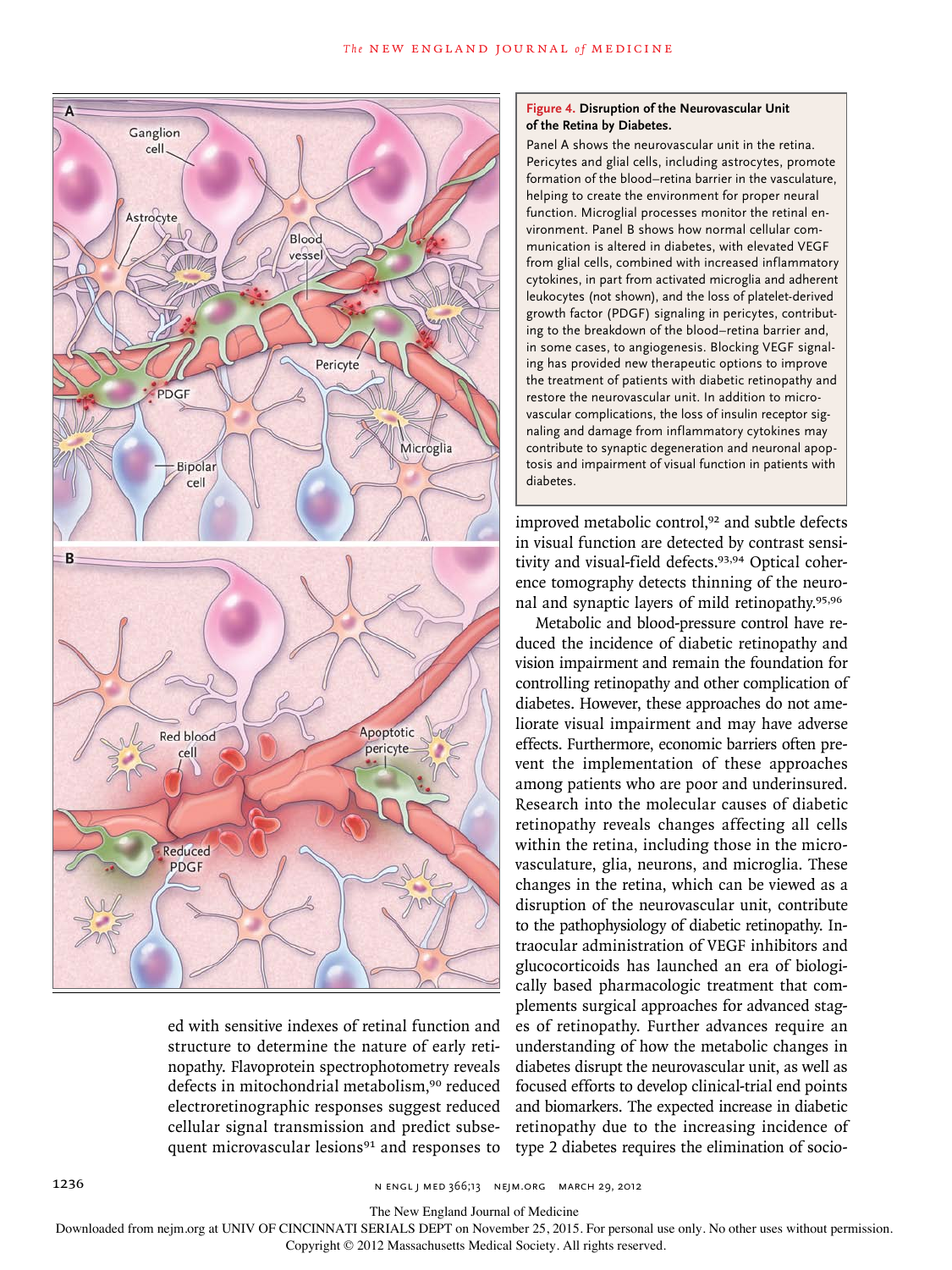**Figure 4. Disruption of the Neurovascular Unit of the Retina by Diabetes.**

Panel A shows the neurovascular unit in the retina. Pericytes and glial cells, including astrocytes, promote formation of the blood–retina barrier in the vasculature, helping to create the environment for proper neural function. Microglial processes monitor the retinal environment. Panel B shows how normal cellular communication is altered in diabetes, with elevated VEGF from glial cells, combined with increased inflammatory cytokines, in part from activated microglia and adherent leukocytes (not shown), and the loss of platelet-derived growth factor (PDGF) signaling in pericytes, contributing to the breakdown of the blood–retina barrier and, in some cases, to angiogenesis. Blocking VEGF signaling has provided new therapeutic options to improve the treatment of patients with diabetic retinopathy and restore the neurovascular unit. In addition to microvascular complications, the loss of insulin receptor signaling and damage from inflammatory cytokines may contribute to synaptic degeneration and neuronal apoptosis and impairment of visual function in patients with diabetes.

ed with sensitive indexes of retinal function and structure to determine the nature of early retinopathy. Flavoprotein spectrophotometry reveals defects in mitochondrial metabolism,[90] reduced electroretinographic responses suggest reduced cellular signal transmission and predict subsequent microvascular lesions[91] and responses to improved metabolic control,[92] and subtle defects in visual function are detected by contrast sensitivity and visual-field defects.[93,94] Optical coherence tomography detects thinning of the neuronal and synaptic layers of mild retinopathy.[95,96]

Metabolic and blood-pressure control have reduced the incidence of diabetic retinopathy and vision impairment and remain the foundation for controlling retinopathy and other complication of diabetes. However, these approaches do not ameliorate visual impairment and may have adverse effects. Furthermore, economic barriers often prevent the implementation of these approaches among patients who are poor and underinsured. Research into the molecular causes of diabetic retinopathy reveals changes affecting all cells within the retina, including those in the microvasculature, glia, neurons, and microglia. These changes in the retina, which can be viewed as a disruption of the neurovascular unit, contribute to the pathophysiology of diabetic retinopathy. Intraocular administration of VEGF inhibitors and glucocorticoids has launched an era of biologically based pharmacologic treatment that complements surgical approaches for advanced stages of retinopathy. Further advances require an understanding of how the metabolic changes in diabetes disrupt the neurovascular unit, as well as focused efforts to develop clinical-trial end points and biomarkers. The expected increase in diabetic retinopathy due to the increasing incidence of type 2 diabetes requires the elimination of socio-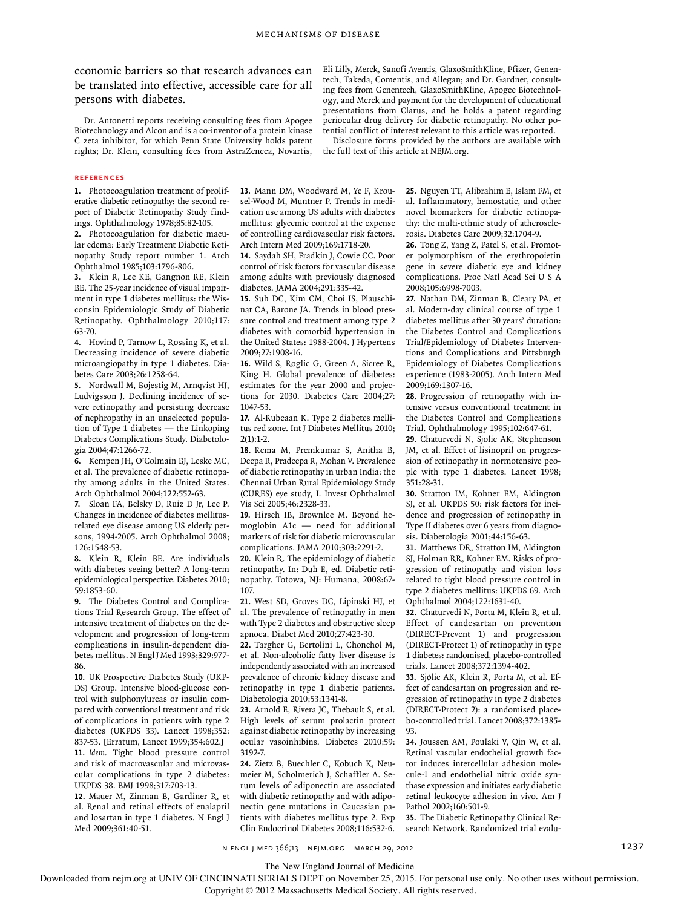economic barriers so that research advances can be translated into effective, accessible care for all persons with diabetes.

Dr. Antonetti reports receiving consulting fees from Apogee Biotechnology and Alcon and is a co-inventor of a protein kinase C zeta inhibitor, for which Penn State University holds patent rights; Dr. Klein, consulting fees from AstraZeneca, Novartis, Eli Lilly, Merck, Sanofi Aventis, GlaxoSmithKline, Pfizer, Genentech, Takeda, Comentis, and Allegan; and Dr. Gardner, consulting fees from Genentech, GlaxoSmithKline, Apogee Biotechnology, and Merck and payment for the development of educational presentations from Clarus, and he holds a patent regarding periocular drug delivery for diabetic retinopathy. No other potential conflict of interest relevant to this article was reported.

Disclosure forms provided by the authors are available with the full text of this article at NEJM.org.

## REFERENCES

1. Photocoagulation treatment of proliferative diabetic retinopathy: the second report of Diabetic Retinopathy Study findings. Ophthalmology 1978;85:82-105.
2. Photocoagulation for diabetic macular edema: Early Treatment Diabetic Retinopathy Study report number 1. Arch Ophthalmol 1985;103:1796-806.
3. Klein R, Lee KE, Gangnon RE, Klein BE. The 25-year incidence of visual impairment in type 1 diabetes mellitus: the Wisconsin Epidemiologic Study of Diabetic Retinopathy. Ophthalmology 2010;117:63-70.
4. Hovind P, Tarnow L, Rossing K, et al. Decreasing incidence of severe diabetic microangiopathy in type 1 diabetes. Diabetes Care 2003;26:1258-64.
5. Nordwall M, Bojestig M, Arnqvist HJ, Ludvigsson J. Declining incidence of severe retinopathy and persisting decrease of nephropathy in an unselected population of Type 1 diabetes — the Linkoping Diabetes Complications Study. Diabetologia 2004;47:1266-72.
6. Kempen JH, O'Colmain BJ, Leske MC, et al. The prevalence of diabetic retinopathy among adults in the United States. Arch Ophthalmol 2004;122:552-63.
7. Sloan FA, Belsky D, Ruiz D Jr, Lee P. Changes in incidence of diabetes mellitus-related eye disease among US elderly persons, 1994-2005. Arch Ophthalmol 2008;126:1548-53.
8. Klein R, Klein BE. Are individuals with diabetes seeing better? A long-term epidemiological perspective. Diabetes 2010;59:1853-60.
9. The Diabetes Control and Complications Trial Research Group. The effect of intensive treatment of diabetes on the development and progression of long-term complications in insulin-dependent diabetes mellitus. N Engl J Med 1993;329:977-86.
10. UK Prospective Diabetes Study (UKPDS) Group. Intensive blood-glucose control with sulphonylureas or insulin compared with conventional treatment and risk of complications in patients with type 2 diabetes (UKPDS 33). Lancet 1998;352:837-53. [Erratum, Lancet 1999;354:602.]
11. *Idem.* Tight blood pressure control and risk of macrovascular and microvascular complications in type 2 diabetes: UKPDS 38. BMJ 1998;317:703-13.
12. Mauer M, Zinman B, Gardiner R, et al. Renal and retinal effects of enalapril and losartan in type 1 diabetes. N Engl J Med 2009;361:40-51.
13. Mann DM, Woodward M, Ye F, Krousel-Wood M, Muntner P. Trends in medication use among US adults with diabetes mellitus: glycemic control at the expense of controlling cardiovascular risk factors. Arch Intern Med 2009;169:1718-20.
14. Saydah SH, Fradkin J, Cowie CC. Poor control of risk factors for vascular disease among adults with previously diagnosed diabetes. JAMA 2004;291:335-42.
15. Suh DC, Kim CM, Choi IS, Plauschinat CA, Barone JA. Trends in blood pressure control and treatment among type 2 diabetes with comorbid hypertension in the United States: 1988-2004. J Hypertens 2009;27:1908-16.
16. Wild S, Roglic G, Green A, Sicree R, King H. Global prevalence of diabetes: estimates for the year 2000 and projections for 2030. Diabetes Care 2004;27:1047-53.
17. Al-Rubeaan K. Type 2 diabetes mellitus red zone. Int J Diabetes Mellitus 2010;2(1):1-2.
18. Rema M, Premkumar S, Anitha B, Deepa R, Pradeepa R, Mohan V. Prevalence of diabetic retinopathy in urban India: the Chennai Urban Rural Epidemiology Study (CURES) eye study, I. Invest Ophthalmol Vis Sci 2005;46:2328-33.
19. Hirsch IB, Brownlee M. Beyond hemoglobin A1c — need for additional markers of risk for diabetic microvascular complications. JAMA 2010;303:2291-2.
20. Klein R. The epidemiology of diabetic retinopathy. In: Duh E, ed. Diabetic retinopathy. Totowa, NJ: Humana, 2008:67-107.
21. West SD, Groves DC, Lipinski HJ, et al. The prevalence of retinopathy in men with Type 2 diabetes and obstructive sleep apnoea. Diabet Med 2010;27:423-30.
22. Targher G, Bertolini L, Chonchol M, et al. Non-alcoholic fatty liver disease is independently associated with an increased prevalence of chronic kidney disease and retinopathy in type 1 diabetic patients. Diabetologia 2010;53:1341-8.
23. Arnold E, Rivera JC, Thebault S, et al. High levels of serum prolactin protect against diabetic retinopathy by increasing ocular vasoinhibins. Diabetes 2010;59:3192-7.
24. Zietz B, Buechler C, Kobuch K, Neumeier M, Scholmerich J, Schaffler A. Serum levels of adiponectin are associated with diabetic retinopathy and with adiponectin gene mutations in Caucasian patients with diabetes mellitus type 2. Exp Clin Endocrinol Diabetes 2008;116:532-6.
25. Nguyen TT, Alibrahim E, Islam FM, et al. Inflammatory, hemostatic, and other novel biomarkers for diabetic retinopathy: the multi-ethnic study of atherosclerosis. Diabetes Care 2009;32:1704-9.
26. Tong Z, Yang Z, Patel S, et al. Promoter polymorphism of the erythropoietin gene in severe diabetic eye and kidney complications. Proc Natl Acad Sci U S A 2008;105:6998-7003.
27. Nathan DM, Zinman B, Cleary PA, et al. Modern-day clinical course of type 1 diabetes mellitus after 30 years' duration: the Diabetes Control and Complications Trial/Epidemiology of Diabetes Interventions and Complications and Pittsburgh Epidemiology of Diabetes Complications experience (1983-2005). Arch Intern Med 2009;169:1307-16.
28. Progression of retinopathy with intensive versus conventional treatment in the Diabetes Control and Complications Trial. Ophthalmology 1995;102:647-61.
29. Chaturvedi N, Sjolie AK, Stephenson JM, et al. Effect of lisinopril on progression of retinopathy in normotensive people with type 1 diabetes. Lancet 1998;351:28-31.
30. Stratton IM, Kohner EM, Aldington SJ, et al. UKPDS 50: risk factors for incidence and progression of retinopathy in Type II diabetes over 6 years from diagnosis. Diabetologia 2001;44:156-63.
31. Matthews DR, Stratton IM, Aldington SJ, Holman RR, Kohner EM. Risks of progression of retinopathy and vision loss related to tight blood pressure control in type 2 diabetes mellitus: UKPDS 69. Arch Ophthalmol 2004;122:1631-40.
32. Chaturvedi N, Porta M, Klein R, et al. Effect of candesartan on prevention (DIRECT-Prevent 1) and progression (DIRECT-Protect 1) of retinopathy in type 1 diabetes: randomised, placebo-controlled trials. Lancet 2008;372:1394-402.
33. Sjølie AK, Klein R, Porta M, et al. Effect of candesartan on progression and regression of retinopathy in type 2 diabetes (DIRECT-Protect 2): a randomised placebo-controlled trial. Lancet 2008;372:1385-93.
34. Joussen AM, Poulaki V, Qin W, et al. Retinal vascular endothelial growth factor induces intercellular adhesion molecule-1 and endothelial nitric oxide synthase expression and initiates early diabetic retinal leukocyte adhesion in vivo. Am J Pathol 2002;160:501-9.
35. The Diabetic Retinopathy Clinical Research Network. Randomized trial evalu-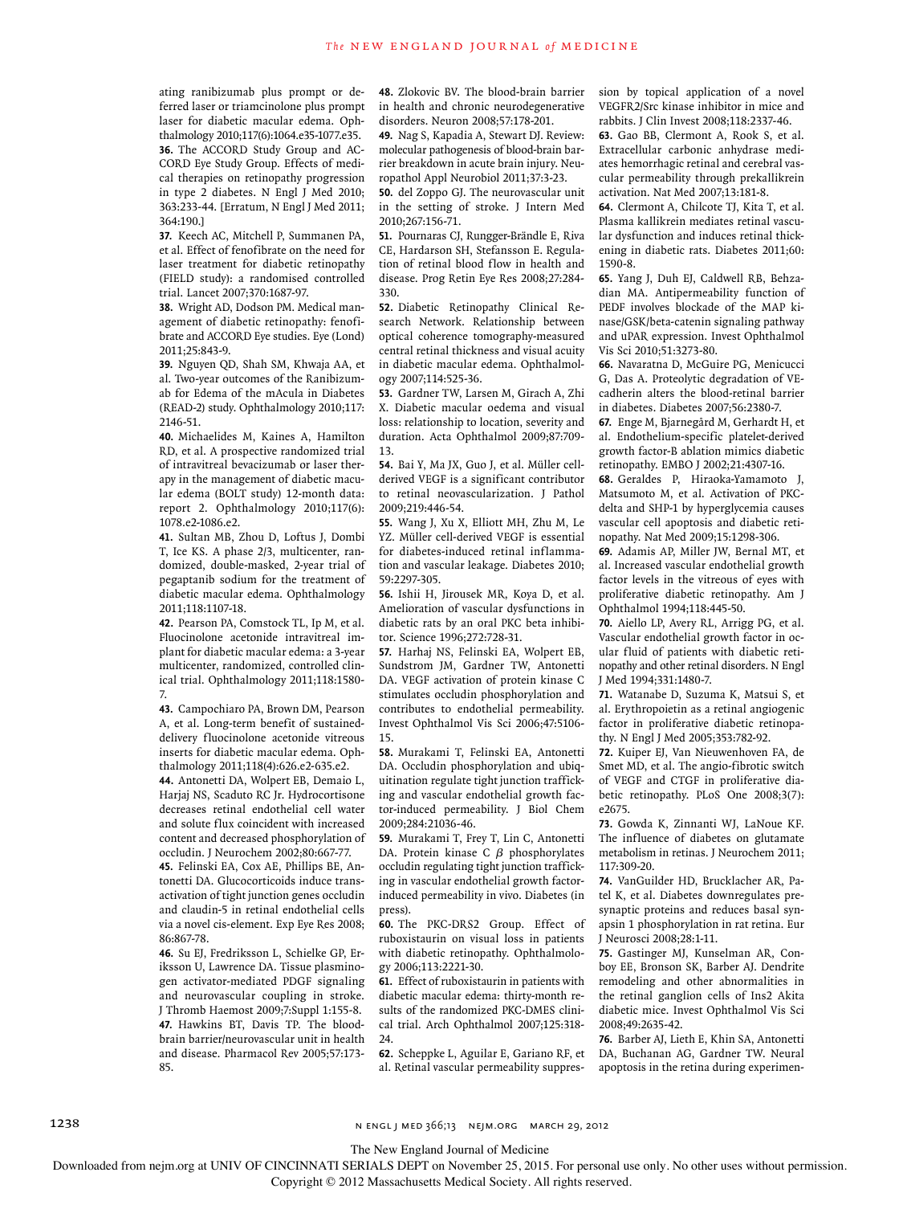ating ranibizumab plus prompt or deferred laser or triamcinolone plus prompt laser for diabetic macular edema. Ophthalmology 2010;117(6):1064.e35-1077.e35.

36. The ACCORD Study Group and ACCORD Eye Study Group. Effects of medical therapies on retinopathy progression in type 2 diabetes. N Engl J Med 2010; 363:233-44. [Erratum, N Engl J Med 2011; 364:190.]

37. Keech AC, Mitchell P, Summanen PA, et al. Effect of fenofibrate on the need for laser treatment for diabetic retinopathy (FIELD study): a randomised controlled trial. Lancet 2007;370:1687-97.

38. Wright AD, Dodson PM. Medical management of diabetic retinopathy: fenofibrate and ACCORD Eye studies. Eye (Lond) 2011;25:843-9.

39. Nguyen QD, Shah SM, Khwaja AA, et al. Two-year outcomes of the Ranibizumab for Edema of the mAcula in Diabetes (READ-2) study. Ophthalmology 2010;117: 2146-51.

40. Michaelides M, Kaines A, Hamilton RD, et al. A prospective randomized trial of intravitreal bevacizumab or laser therapy in the management of diabetic macular edema (BOLT study) 12-month data: report 2. Ophthalmology 2010;117(6): 1078.e2-1086.e2.

41. Sultan MB, Zhou D, Loftus J, Dombi T, Ice KS. A phase 2/3, multicenter, randomized, double-masked, 2-year trial of pegaptanib sodium for the treatment of diabetic macular edema. Ophthalmology 2011;118:1107-18.

42. Pearson PA, Comstock TL, Ip M, et al. Fluocinolone acetonide intravitreal implant for diabetic macular edema: a 3-year multicenter, randomized, controlled clinical trial. Ophthalmology 2011;118:1580-7.

43. Campochiaro PA, Brown DM, Pearson A, et al. Long-term benefit of sustained-delivery fluocinolone acetonide vitreous inserts for diabetic macular edema. Ophthalmology 2011;118(4):626.e2-635.e2.

44. Antonetti DA, Wolpert EB, Demaio L, Harjaj NS, Scaduto RC Jr. Hydrocortisone decreases retinal endothelial cell water and solute flux coincident with increased content and decreased phosphorylation of occludin. J Neurochem 2002;80:667-77.

45. Felinski EA, Cox AE, Phillips BE, Antonetti DA. Glucocorticoids induce transactivation of tight junction genes occludin and claudin-5 in retinal endothelial cells via a novel cis-element. Exp Eye Res 2008; 86:867-78.

46. Su EJ, Fredriksson L, Schielke GP, Eriksson U, Lawrence DA. Tissue plasminogen activator-mediated PDGF signaling and neurovascular coupling in stroke. J Thromb Haemost 2009;7:Suppl 1:155-8.

47. Hawkins BT, Davis TP. The blood-brain barrier/neurovascular unit in health and disease. Pharmacol Rev 2005;57:173-85.

48. Zlokovic BV. The blood-brain barrier in health and chronic neurodegenerative disorders. Neuron 2008;57:178-201.

49. Nag S, Kapadia A, Stewart DJ. Review: molecular pathogenesis of blood-brain barrier breakdown in acute brain injury. Neuropathol Appl Neurobiol 2011;37:3-23.

50. del Zoppo GJ. The neurovascular unit in the setting of stroke. J Intern Med 2010;267:156-71.

51. Pournaras CJ, Rungger-Brändle E, Riva CE, Hardarson SH, Stefansson E. Regulation of retinal blood flow in health and disease. Prog Retin Eye Res 2008;27:284-330.

52. Diabetic Retinopathy Clinical Research Network. Relationship between optical coherence tomography-measured central retinal thickness and visual acuity in diabetic macular edema. Ophthalmology 2007;114:525-36.

53. Gardner TW, Larsen M, Girach A, Zhi X. Diabetic macular oedema and visual loss: relationship to location, severity and duration. Acta Ophthalmol 2009;87:709-13.

54. Bai Y, Ma JX, Guo J, et al. Müller cell-derived VEGF is a significant contributor to retinal neovascularization. J Pathol 2009;219:446-54.

55. Wang J, Xu X, Elliott MH, Zhu M, Le YZ. Müller cell-derived VEGF is essential for diabetes-induced retinal inflammation and vascular leakage. Diabetes 2010; 59:2297-305.

56. Ishii H, Jirousek MR, Koya D, et al. Amelioration of vascular dysfunctions in diabetic rats by an oral PKC beta inhibitor. Science 1996;272:728-31.

57. Harhaj NS, Felinski EA, Wolpert EB, Sundstrom JM, Gardner TW, Antonetti DA. VEGF activation of protein kinase C stimulates occludin phosphorylation and contributes to endothelial permeability. Invest Ophthalmol Vis Sci 2006;47:5106-15.

58. Murakami T, Felinski EA, Antonetti DA. Occludin phosphorylation and ubiquitination regulate tight junction trafficking and vascular endothelial growth factor-induced permeability. J Biol Chem 2009;284:21036-46.

59. Murakami T, Frey T, Lin C, Antonetti DA. Protein kinase C $\beta$ phosphorylates occludin regulating tight junction trafficking in vascular endothelial growth factor-induced permeability in vivo. Diabetes (in press).

60. The PKC-DRS2 Group. Effect of ruboxistaurin on visual loss in patients with diabetic retinopathy. Ophthalmology 2006;113:2221-30.

61. Effect of ruboxistaurin in patients with diabetic macular edema: thirty-month results of the randomized PKC-DMES clinical trial. Arch Ophthalmol 2007;125:318-24.

62. Scheppke L, Aguilar E, Gariano RF, et al. Retinal vascular permeability suppression by topical application of a novel VEGFR2/Src kinase inhibitor in mice and rabbits. J Clin Invest 2008;118:2337-46.

63. Gao BB, Clermont A, Rook S, et al. Extracellular carbonic anhydrase mediates hemorrhagic retinal and cerebral vascular permeability through prekallikrein activation. Nat Med 2007;13:181-8.

64. Clermont A, Chilcote TJ, Kita T, et al. Plasma kallikrein mediates retinal vascular dysfunction and induces retinal thickening in diabetic rats. Diabetes 2011;60: 1590-8.

65. Yang J, Duh EJ, Caldwell RB, Behzadian MA. Antipermeability function of PEDF involves blockade of the MAP kinase/GSK/beta-catenin signaling pathway and uPAR expression. Invest Ophthalmol Vis Sci 2010;51:3273-80.

66. Navaratna D, McGuire PG, Menicucci G, Das A. Proteolytic degradation of VE-cadherin alters the blood-retinal barrier in diabetes. Diabetes 2007;56:2380-7.

67. Enge M, Bjarnegård M, Gerhardt H, et al. Endothelium-specific platelet-derived growth factor-B ablation mimics diabetic retinopathy. EMBO J 2002;21:4307-16.

68. Geraldes P, Hiraoka-Yamamoto J, Matsumoto M, et al. Activation of PKC-delta and SHP-1 by hyperglycemia causes vascular cell apoptosis and diabetic retinopathy. Nat Med 2009;15:1298-306.

69. Adamis AP, Miller JW, Bernal MT, et al. Increased vascular endothelial growth factor levels in the vitreous of eyes with proliferative diabetic retinopathy. Am J Ophthalmol 1994;118:445-50.

70. Aiello LP, Avery RL, Arrigg PG, et al. Vascular endothelial growth factor in ocular fluid of patients with diabetic retinopathy and other retinal disorders. N Engl J Med 1994;331:1480-7.

71. Watanabe D, Suzuma K, Matsui S, et al. Erythropoietin as a retinal angiogenic factor in proliferative diabetic retinopathy. N Engl J Med 2005;353:782-92.

72. Kuiper EJ, Van Nieuwenhoven FA, de Smet MD, et al. The angio-fibrotic switch of VEGF and CTGF in proliferative diabetic retinopathy. PLoS One 2008;3(7): e2675.

73. Gowda K, Zinnanti WJ, LaNoue KF. The influence of diabetes on glutamate metabolism in retinas. J Neurochem 2011; 117:309-20.

74. VanGuilder HD, Brucklacher AR, Patel K, et al. Diabetes downregulates presynaptic proteins and reduces basal synapsin 1 phosphorylation in rat retina. Eur J Neurosci 2008;28:1-11.

75. Gastinger MJ, Kunselman AR, Conboy EE, Bronson SK, Barber AJ. Dendrite remodeling and other abnormalities in the retinal ganglion cells of Ins2 Akita diabetic mice. Invest Ophthalmol Vis Sci 2008;49:2635-42.

76. Barber AJ, Lieth E, Khin SA, Antonetti DA, Buchanan AG, Gardner TW. Neural apoptosis in the retina during experimen-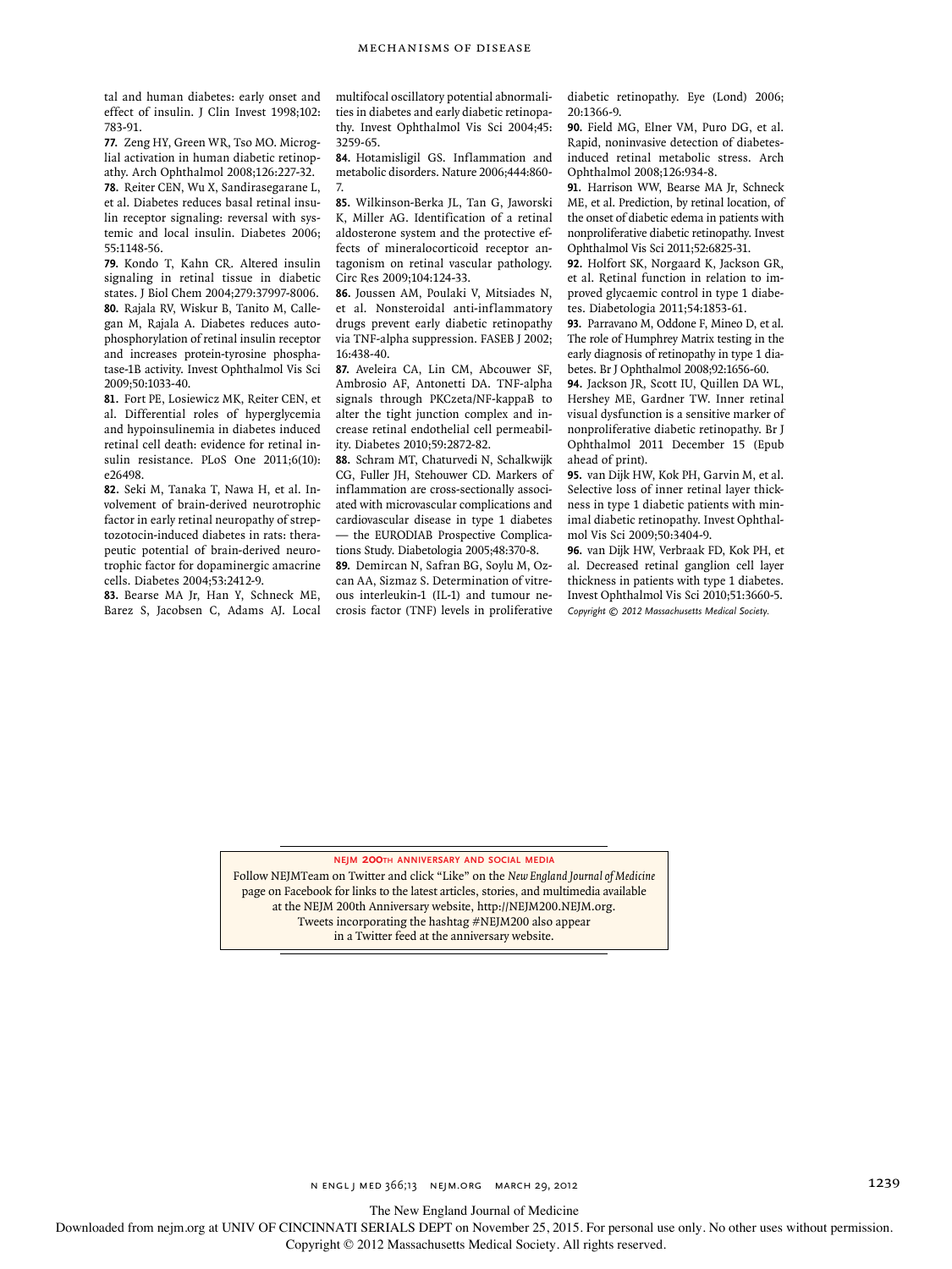tal and human diabetes: early onset and effect of insulin. J Clin Invest 1998;102:783-91.

**77.** Zeng HY, Green WR, Tso MO. Microglial activation in human diabetic retinopathy. Arch Ophthalmol 2008;126:227-32.

**78.** Reiter CEN, Wu X, Sandirasegarane L, et al. Diabetes reduces basal retinal insulin receptor signaling: reversal with systemic and local insulin. Diabetes 2006;55:1148-56.

**79.** Kondo T, Kahn CR. Altered insulin signaling in retinal tissue in diabetic states. J Biol Chem 2004;279:37997-8006.

**80.** Rajala RV, Wiskur B, Tanito M, Callegan M, Rajala A. Diabetes reduces autophosphorylation of retinal insulin receptor and increases protein-tyrosine phosphatase-1B activity. Invest Ophthalmol Vis Sci 2009;50:1033-40.

**81.** Fort PE, Losiewicz MK, Reiter CEN, et al. Differential roles of hyperglycemia and hypoinsulinemia in diabetes induced retinal cell death: evidence for retinal insulin resistance. PLoS One 2011;6(10):e26498.

**82.** Seki M, Tanaka T, Nawa H, et al. Involvement of brain-derived neurotrophic factor in early retinal neuropathy of streptozotocin-induced diabetes in rats: therapeutic potential of brain-derived neurotrophic factor for dopaminergic amacrine cells. Diabetes 2004;53:2412-9.

**83.** Bearse MA Jr, Han Y, Schneck ME, Barez S, Jacobsen C, Adams AJ. Local multifocal oscillatory potential abnormalities in diabetes and early diabetic retinopathy. Invest Ophthalmol Vis Sci 2004;45:3259-65.

**84.** Hotamisligil GS. Inflammation and metabolic disorders. Nature 2006;444:860-7.

**85.** Wilkinson-Berka JL, Tan G, Jaworski K, Miller AG. Identification of a retinal aldosterone system and the protective effects of mineralocorticoid receptor antagonism on retinal vascular pathology. Circ Res 2009;104:124-33.

**86.** Joussen AM, Poulaki V, Mitsiades N, et al. Nonsteroidal anti-inflammatory drugs prevent early diabetic retinopathy via TNF-alpha suppression. FASEB J 2002;16:438-40.

**87.** Aveleira CA, Lin CM, Abcouwer SF, Ambrosio AF, Antonetti DA. TNF-alpha signals through PKCzeta/NF-kappaB to alter the tight junction complex and increase retinal endothelial cell permeability. Diabetes 2010;59:2872-82.

**88.** Schram MT, Chaturvedi N, Schalkwijk CG, Fuller JH, Stehouwer CD. Markers of inflammation are cross-sectionally associated with microvascular complications and cardiovascular disease in type 1 diabetes — the EURODIAB Prospective Complications Study. Diabetologia 2005;48:370-8.

**89.** Demircan N, Safran BG, Soylu M, Ozcan AA, Sizmaz S. Determination of vitreous interleukin-1 (IL-1) and tumour necrosis factor (TNF) levels in proliferative diabetic retinopathy. Eye (Lond) 2006;20:1366-9.

**90.** Field MG, Elner VM, Puro DG, et al. Rapid, noninvasive detection of diabetes-induced retinal metabolic stress. Arch Ophthalmol 2008;126:934-8.

**91.** Harrison WW, Bearse MA Jr, Schneck ME, et al. Prediction, by retinal location, of the onset of diabetic edema in patients with nonproliferative diabetic retinopathy. Invest Ophthalmol Vis Sci 2011;52:6825-31.

**92.** Holfort SK, Norgaard K, Jackson GR, et al. Retinal function in relation to improved glycaemic control in type 1 diabetes. Diabetologia 2011;54:1853-61.

**93.** Parravano M, Oddone F, Mineo D, et al. The role of Humphrey Matrix testing in the early diagnosis of retinopathy in type 1 diabetes. Br J Ophthalmol 2008;92:1656-60.

**94.** Jackson JR, Scott IU, Quillen DA WL, Hershey ME, Gardner TW. Inner retinal visual dysfunction is a sensitive marker of nonproliferative diabetic retinopathy. Br J Ophthalmol 2011 December 15 (Epub ahead of print).

**95.** van Dijk HW, Kok PH, Garvin M, et al. Selective loss of inner retinal layer thickness in type 1 diabetic patients with minimal diabetic retinopathy. Invest Ophthalmol Vis Sci 2009;50:3404-9.

**96.** van Dijk HW, Verbraak FD, Kok PH, et al. Decreased retinal ganglion cell layer thickness in patients with type 1 diabetes. Invest Ophthalmol Vis Sci 2010;51:3660-5.

*Copyright © 2012 Massachusetts Medical Society.*

**NEJM 200TH ANNIVERSARY AND SOCIAL MEDIA**

Follow NEJMTeam on Twitter and click "Like" on the *New England Journal of Medicine* page on Facebook for links to the latest articles, stories, and multimedia available at the NEJM 200th Anniversary website, http://NEJM200.NEJM.org. Tweets incorporating the hashtag #NEJM200 also appear in a Twitter feed at the anniversary website.